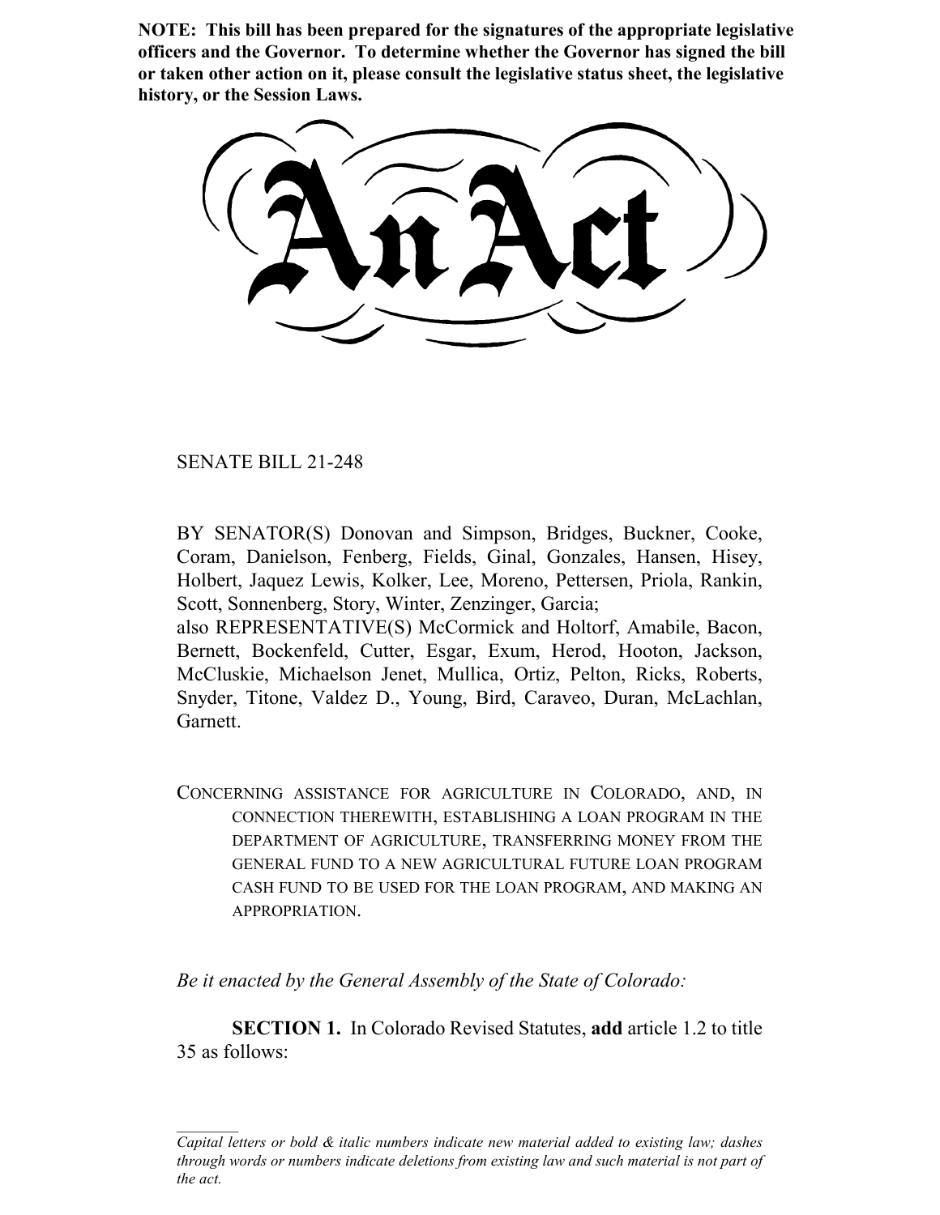**NOTE: This bill has been prepared for the signatures of the appropriate legislative officers and the Governor. To determine whether the Governor has signed the bill or taken other action on it, please consult the legislative status sheet, the legislative history, or the Session Laws.**

# An Act

SENATE BILL 21-248

BY SENATOR(S) Donovan and Simpson, Bridges, Buckner, Cooke, Coram, Danielson, Fenberg, Fields, Ginal, Gonzales, Hansen, Hisey, Holbert, Jaquez Lewis, Kolker, Lee, Moreno, Pettersen, Priola, Rankin, Scott, Sonnenberg, Story, Winter, Zenzinger, Garcia;
also REPRESENTATIVE(S) McCormick and Holtorf, Amabile, Bacon, Bernett, Bockenfeld, Cutter, Esgar, Exum, Herod, Hooton, Jackson, McCluskie, Michaelson Jenet, Mullica, Ortiz, Pelton, Ricks, Roberts, Snyder, Titone, Valdez D., Young, Bird, Caraveo, Duran, McLachlan, Garnett.

CONCERNING ASSISTANCE FOR AGRICULTURE IN COLORADO, AND, IN CONNECTION THEREWITH, ESTABLISHING A LOAN PROGRAM IN THE DEPARTMENT OF AGRICULTURE, TRANSFERRING MONEY FROM THE GENERAL FUND TO A NEW AGRICULTURAL FUTURE LOAN PROGRAM CASH FUND TO BE USED FOR THE LOAN PROGRAM, AND MAKING AN APPROPRIATION.

*Be it enacted by the General Assembly of the State of Colorado:*

**SECTION 1.** In Colorado Revised Statutes, **add** article 1.2 to title 35 as follows:

*Capital letters or bold & italic numbers indicate new material added to existing law; dashes through words or numbers indicate deletions from existing law and such material is not part of the act.*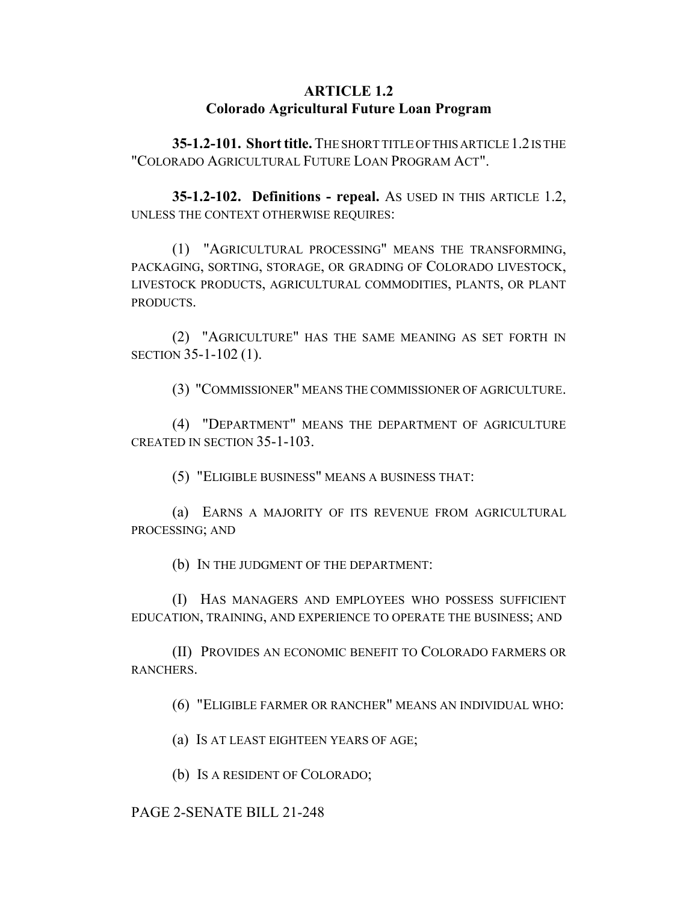## ARTICLE 1.2
## Colorado Agricultural Future Loan Program

**35-1.2-101. Short title.** THE SHORT TITLE OF THIS ARTICLE 1.2 IS THE "COLORADO AGRICULTURAL FUTURE LOAN PROGRAM ACT".

**35-1.2-102. Definitions - repeal.** AS USED IN THIS ARTICLE 1.2, UNLESS THE CONTEXT OTHERWISE REQUIRES:

(1) "AGRICULTURAL PROCESSING" MEANS THE TRANSFORMING, PACKAGING, SORTING, STORAGE, OR GRADING OF COLORADO LIVESTOCK, LIVESTOCK PRODUCTS, AGRICULTURAL COMMODITIES, PLANTS, OR PLANT PRODUCTS.

(2) "AGRICULTURE" HAS THE SAME MEANING AS SET FORTH IN SECTION 35-1-102 (1).

(3) "COMMISSIONER" MEANS THE COMMISSIONER OF AGRICULTURE.

(4) "DEPARTMENT" MEANS THE DEPARTMENT OF AGRICULTURE CREATED IN SECTION 35-1-103.

(5) "ELIGIBLE BUSINESS" MEANS A BUSINESS THAT:

(a) EARNS A MAJORITY OF ITS REVENUE FROM AGRICULTURAL PROCESSING; AND

(b) IN THE JUDGMENT OF THE DEPARTMENT:

(I) HAS MANAGERS AND EMPLOYEES WHO POSSESS SUFFICIENT EDUCATION, TRAINING, AND EXPERIENCE TO OPERATE THE BUSINESS; AND

(II) PROVIDES AN ECONOMIC BENEFIT TO COLORADO FARMERS OR RANCHERS.

(6) "ELIGIBLE FARMER OR RANCHER" MEANS AN INDIVIDUAL WHO:

(a) IS AT LEAST EIGHTEEN YEARS OF AGE;

(b) IS A RESIDENT OF COLORADO;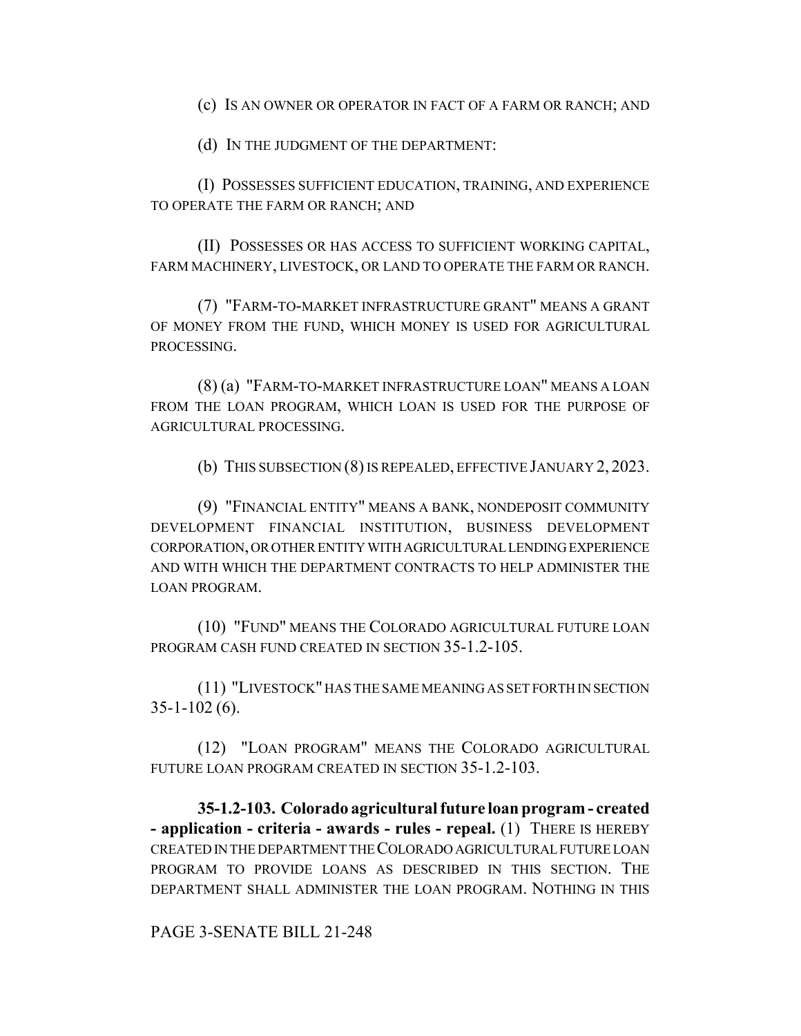(c) IS AN OWNER OR OPERATOR IN FACT OF A FARM OR RANCH; AND

(d) IN THE JUDGMENT OF THE DEPARTMENT:

(I) POSSESSES SUFFICIENT EDUCATION, TRAINING, AND EXPERIENCE TO OPERATE THE FARM OR RANCH; AND

(II) POSSESSES OR HAS ACCESS TO SUFFICIENT WORKING CAPITAL, FARM MACHINERY, LIVESTOCK, OR LAND TO OPERATE THE FARM OR RANCH.

(7) "FARM-TO-MARKET INFRASTRUCTURE GRANT" MEANS A GRANT OF MONEY FROM THE FUND, WHICH MONEY IS USED FOR AGRICULTURAL PROCESSING.

(8) (a) "FARM-TO-MARKET INFRASTRUCTURE LOAN" MEANS A LOAN FROM THE LOAN PROGRAM, WHICH LOAN IS USED FOR THE PURPOSE OF AGRICULTURAL PROCESSING.

(b) THIS SUBSECTION (8) IS REPEALED, EFFECTIVE JANUARY 2, 2023.

(9) "FINANCIAL ENTITY" MEANS A BANK, NONDEPOSIT COMMUNITY DEVELOPMENT FINANCIAL INSTITUTION, BUSINESS DEVELOPMENT CORPORATION, OR OTHER ENTITY WITH AGRICULTURAL LENDING EXPERIENCE AND WITH WHICH THE DEPARTMENT CONTRACTS TO HELP ADMINISTER THE LOAN PROGRAM.

(10) "FUND" MEANS THE COLORADO AGRICULTURAL FUTURE LOAN PROGRAM CASH FUND CREATED IN SECTION 35-1.2-105.

(11) "LIVESTOCK" HAS THE SAME MEANING AS SET FORTH IN SECTION 35-1-102 (6).

(12) "LOAN PROGRAM" MEANS THE COLORADO AGRICULTURAL FUTURE LOAN PROGRAM CREATED IN SECTION 35-1.2-103.

**35-1.2-103. Colorado agricultural future loan program - created - application - criteria - awards - rules - repeal.** (1) THERE IS HEREBY CREATED IN THE DEPARTMENT THE COLORADO AGRICULTURAL FUTURE LOAN PROGRAM TO PROVIDE LOANS AS DESCRIBED IN THIS SECTION. THE DEPARTMENT SHALL ADMINISTER THE LOAN PROGRAM. NOTHING IN THIS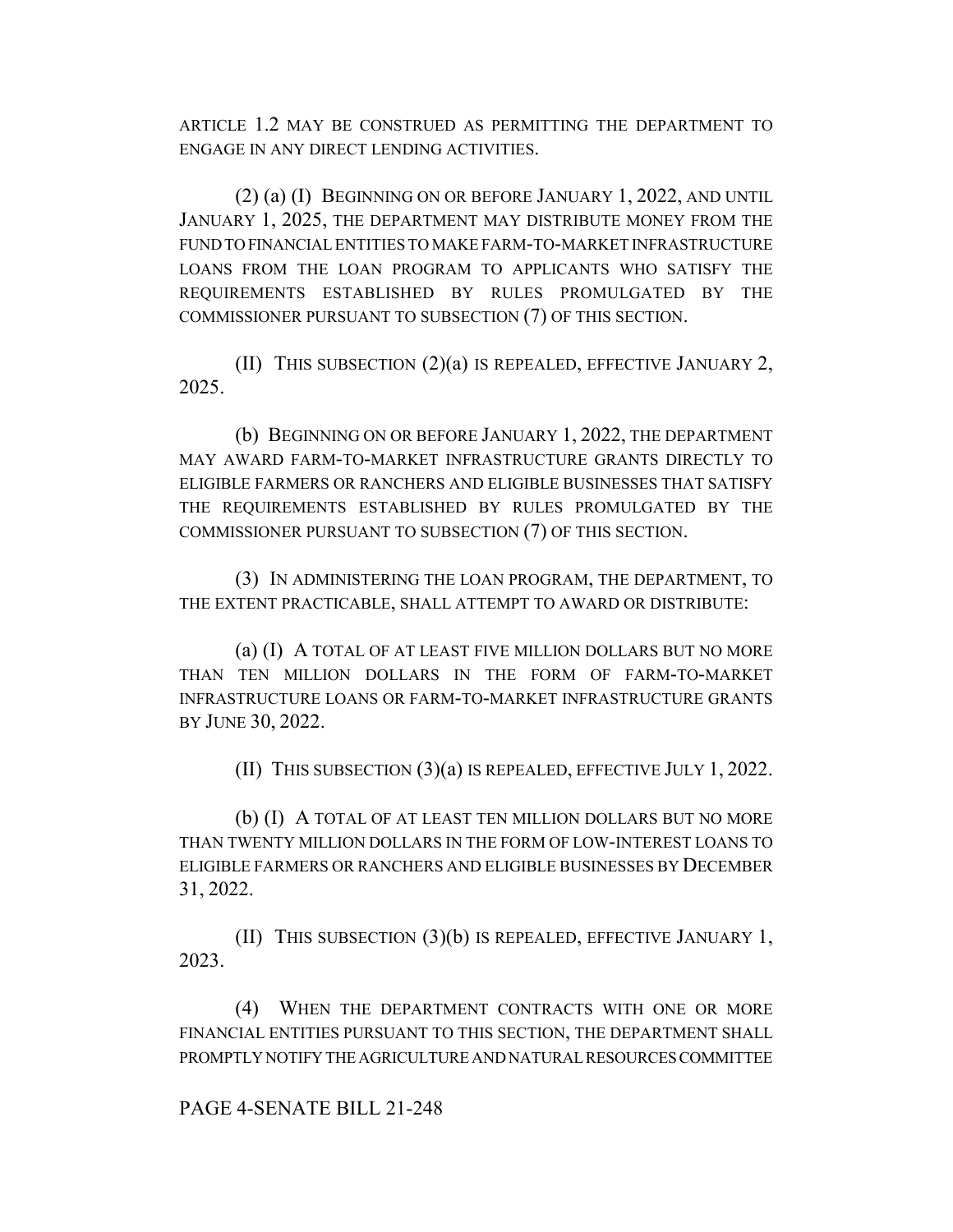ARTICLE 1.2 MAY BE CONSTRUED AS PERMITTING THE DEPARTMENT TO ENGAGE IN ANY DIRECT LENDING ACTIVITIES.

(2) (a) (I) BEGINNING ON OR BEFORE JANUARY 1, 2022, AND UNTIL JANUARY 1, 2025, THE DEPARTMENT MAY DISTRIBUTE MONEY FROM THE FUND TO FINANCIAL ENTITIES TO MAKE FARM-TO-MARKET INFRASTRUCTURE LOANS FROM THE LOAN PROGRAM TO APPLICANTS WHO SATISFY THE REQUIREMENTS ESTABLISHED BY RULES PROMULGATED BY THE COMMISSIONER PURSUANT TO SUBSECTION (7) OF THIS SECTION.

(II) THIS SUBSECTION (2)(a) IS REPEALED, EFFECTIVE JANUARY 2, 2025.

(b) BEGINNING ON OR BEFORE JANUARY 1, 2022, THE DEPARTMENT MAY AWARD FARM-TO-MARKET INFRASTRUCTURE GRANTS DIRECTLY TO ELIGIBLE FARMERS OR RANCHERS AND ELIGIBLE BUSINESSES THAT SATISFY THE REQUIREMENTS ESTABLISHED BY RULES PROMULGATED BY THE COMMISSIONER PURSUANT TO SUBSECTION (7) OF THIS SECTION.

(3) IN ADMINISTERING THE LOAN PROGRAM, THE DEPARTMENT, TO THE EXTENT PRACTICABLE, SHALL ATTEMPT TO AWARD OR DISTRIBUTE:

(a) (I) A TOTAL OF AT LEAST FIVE MILLION DOLLARS BUT NO MORE THAN TEN MILLION DOLLARS IN THE FORM OF FARM-TO-MARKET INFRASTRUCTURE LOANS OR FARM-TO-MARKET INFRASTRUCTURE GRANTS BY JUNE 30, 2022.

(II) THIS SUBSECTION (3)(a) IS REPEALED, EFFECTIVE JULY 1, 2022.

(b) (I) A TOTAL OF AT LEAST TEN MILLION DOLLARS BUT NO MORE THAN TWENTY MILLION DOLLARS IN THE FORM OF LOW-INTEREST LOANS TO ELIGIBLE FARMERS OR RANCHERS AND ELIGIBLE BUSINESSES BY DECEMBER 31, 2022.

(II) THIS SUBSECTION (3)(b) IS REPEALED, EFFECTIVE JANUARY 1, 2023.

(4) WHEN THE DEPARTMENT CONTRACTS WITH ONE OR MORE FINANCIAL ENTITIES PURSUANT TO THIS SECTION, THE DEPARTMENT SHALL PROMPTLY NOTIFY THE AGRICULTURE AND NATURAL RESOURCES COMMITTEE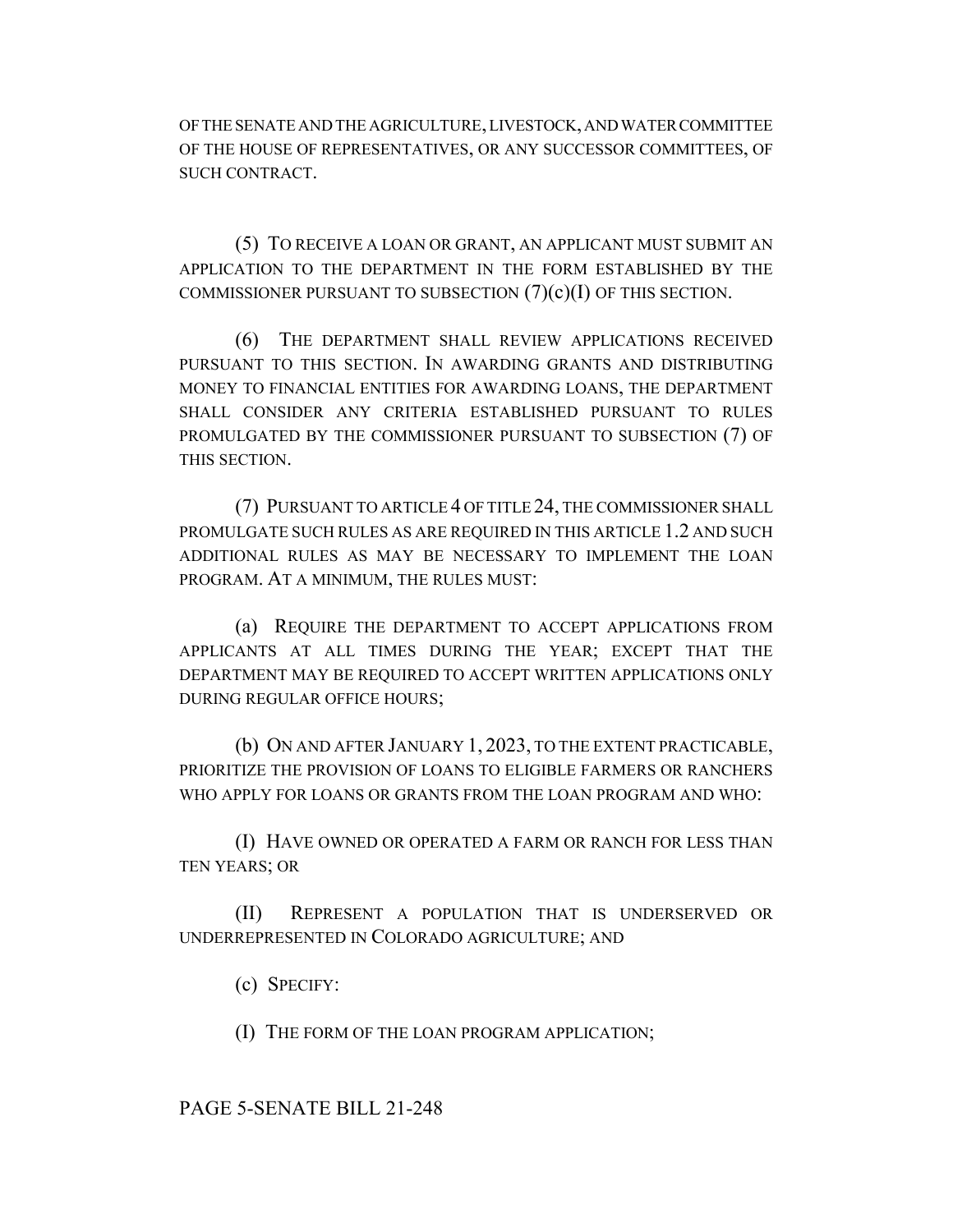OF THE SENATE AND THE AGRICULTURE, LIVESTOCK, AND WATER COMMITTEE OF THE HOUSE OF REPRESENTATIVES, OR ANY SUCCESSOR COMMITTEES, OF SUCH CONTRACT.

(5) TO RECEIVE A LOAN OR GRANT, AN APPLICANT MUST SUBMIT AN APPLICATION TO THE DEPARTMENT IN THE FORM ESTABLISHED BY THE COMMISSIONER PURSUANT TO SUBSECTION (7)(c)(I) OF THIS SECTION.

(6) THE DEPARTMENT SHALL REVIEW APPLICATIONS RECEIVED PURSUANT TO THIS SECTION. IN AWARDING GRANTS AND DISTRIBUTING MONEY TO FINANCIAL ENTITIES FOR AWARDING LOANS, THE DEPARTMENT SHALL CONSIDER ANY CRITERIA ESTABLISHED PURSUANT TO RULES PROMULGATED BY THE COMMISSIONER PURSUANT TO SUBSECTION (7) OF THIS SECTION.

(7) PURSUANT TO ARTICLE 4 OF TITLE 24, THE COMMISSIONER SHALL PROMULGATE SUCH RULES AS ARE REQUIRED IN THIS ARTICLE 1.2 AND SUCH ADDITIONAL RULES AS MAY BE NECESSARY TO IMPLEMENT THE LOAN PROGRAM. AT A MINIMUM, THE RULES MUST:

(a) REQUIRE THE DEPARTMENT TO ACCEPT APPLICATIONS FROM APPLICANTS AT ALL TIMES DURING THE YEAR; EXCEPT THAT THE DEPARTMENT MAY BE REQUIRED TO ACCEPT WRITTEN APPLICATIONS ONLY DURING REGULAR OFFICE HOURS;

(b) ON AND AFTER JANUARY 1, 2023, TO THE EXTENT PRACTICABLE, PRIORITIZE THE PROVISION OF LOANS TO ELIGIBLE FARMERS OR RANCHERS WHO APPLY FOR LOANS OR GRANTS FROM THE LOAN PROGRAM AND WHO:

(I) HAVE OWNED OR OPERATED A FARM OR RANCH FOR LESS THAN TEN YEARS; OR

(II) REPRESENT A POPULATION THAT IS UNDERSERVED OR UNDERREPRESENTED IN COLORADO AGRICULTURE; AND

(c) SPECIFY:

(I) THE FORM OF THE LOAN PROGRAM APPLICATION;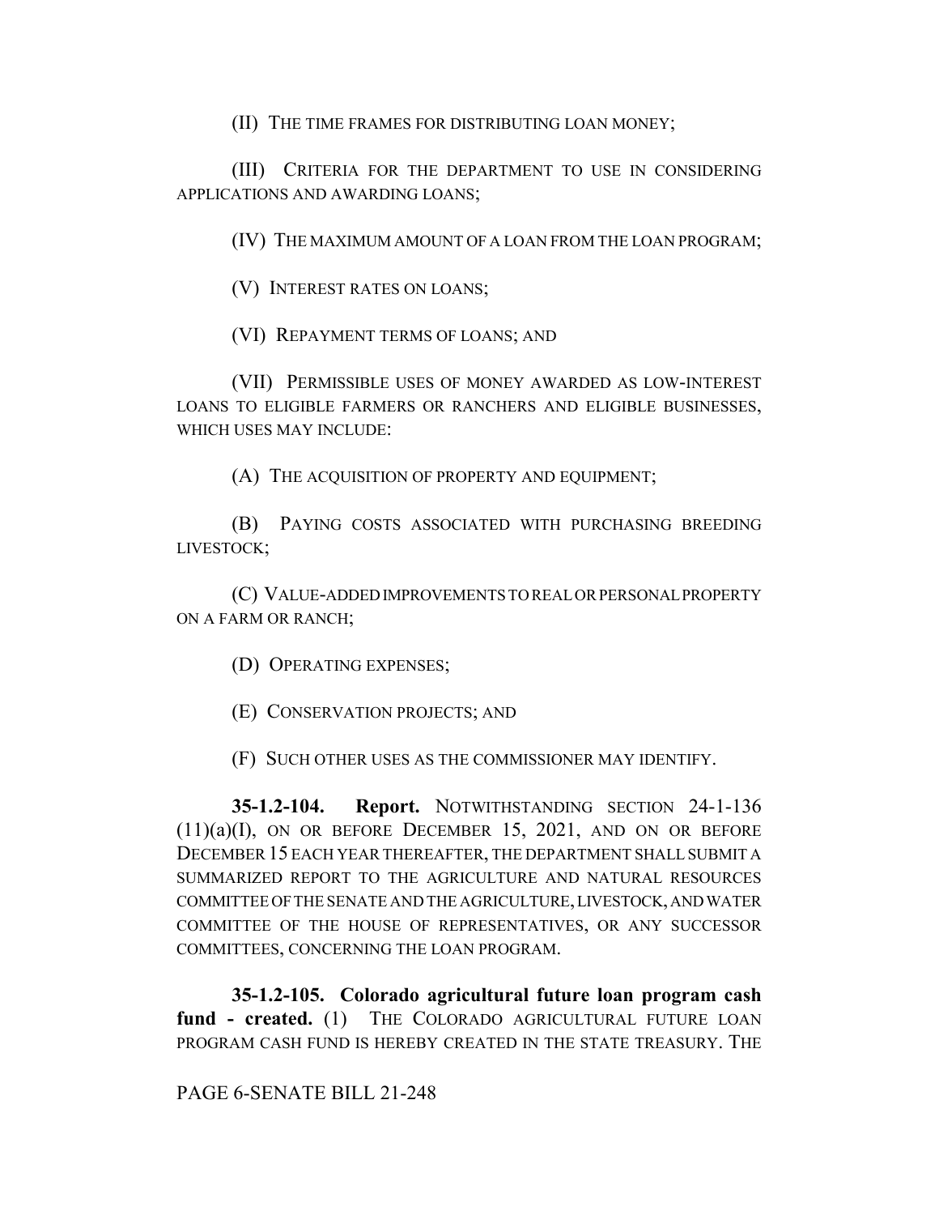(II) THE TIME FRAMES FOR DISTRIBUTING LOAN MONEY;

(III) CRITERIA FOR THE DEPARTMENT TO USE IN CONSIDERING APPLICATIONS AND AWARDING LOANS;

(IV) THE MAXIMUM AMOUNT OF A LOAN FROM THE LOAN PROGRAM;

(V) INTEREST RATES ON LOANS;

(VI) REPAYMENT TERMS OF LOANS; AND

(VII) PERMISSIBLE USES OF MONEY AWARDED AS LOW-INTEREST LOANS TO ELIGIBLE FARMERS OR RANCHERS AND ELIGIBLE BUSINESSES, WHICH USES MAY INCLUDE:

(A) THE ACQUISITION OF PROPERTY AND EQUIPMENT;

(B) PAYING COSTS ASSOCIATED WITH PURCHASING BREEDING LIVESTOCK;

(C) VALUE-ADDED IMPROVEMENTS TO REAL OR PERSONAL PROPERTY ON A FARM OR RANCH;

(D) OPERATING EXPENSES;

(E) CONSERVATION PROJECTS; AND

(F) SUCH OTHER USES AS THE COMMISSIONER MAY IDENTIFY.

**35-1.2-104. Report.** NOTWITHSTANDING SECTION 24-1-136 (11)(a)(I), ON OR BEFORE DECEMBER 15, 2021, AND ON OR BEFORE DECEMBER 15 EACH YEAR THEREAFTER, THE DEPARTMENT SHALL SUBMIT A SUMMARIZED REPORT TO THE AGRICULTURE AND NATURAL RESOURCES COMMITTEE OF THE SENATE AND THE AGRICULTURE, LIVESTOCK, AND WATER COMMITTEE OF THE HOUSE OF REPRESENTATIVES, OR ANY SUCCESSOR COMMITTEES, CONCERNING THE LOAN PROGRAM.

**35-1.2-105. Colorado agricultural future loan program cash fund - created.** (1) THE COLORADO AGRICULTURAL FUTURE LOAN PROGRAM CASH FUND IS HEREBY CREATED IN THE STATE TREASURY. THE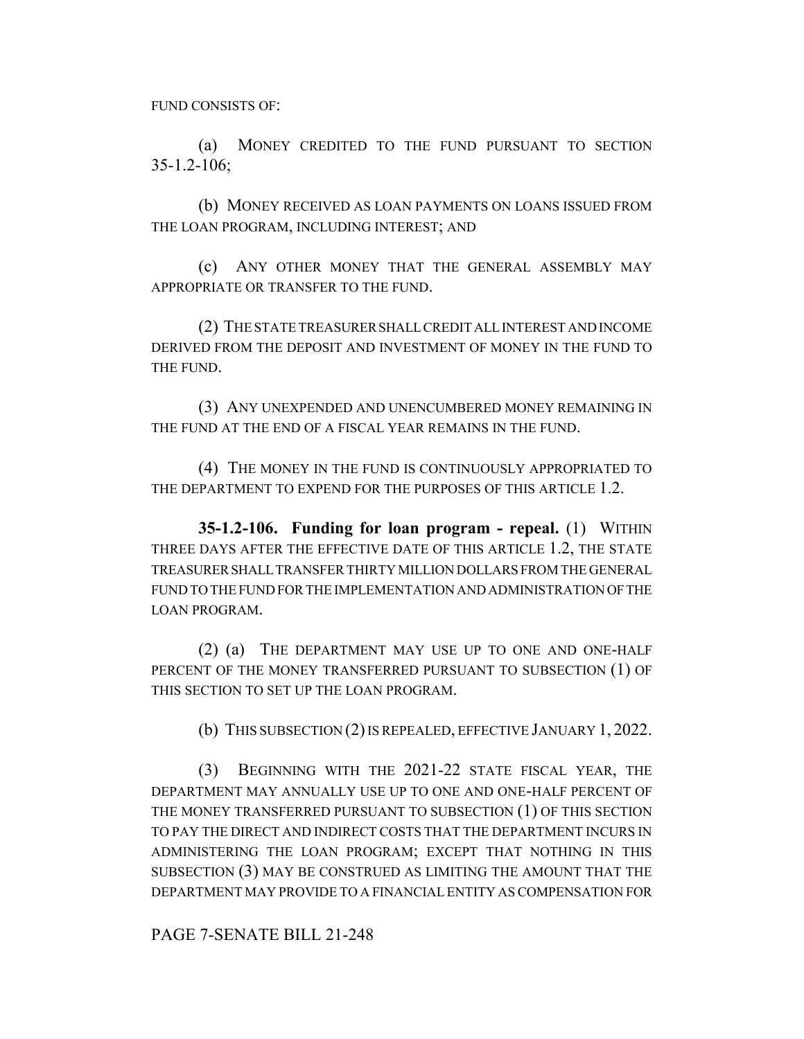FUND CONSISTS OF:

(a) MONEY CREDITED TO THE FUND PURSUANT TO SECTION 35-1.2-106;

(b) MONEY RECEIVED AS LOAN PAYMENTS ON LOANS ISSUED FROM THE LOAN PROGRAM, INCLUDING INTEREST; AND

(c) ANY OTHER MONEY THAT THE GENERAL ASSEMBLY MAY APPROPRIATE OR TRANSFER TO THE FUND.

(2) THE STATE TREASURER SHALL CREDIT ALL INTEREST AND INCOME DERIVED FROM THE DEPOSIT AND INVESTMENT OF MONEY IN THE FUND TO THE FUND.

(3) ANY UNEXPENDED AND UNENCUMBERED MONEY REMAINING IN THE FUND AT THE END OF A FISCAL YEAR REMAINS IN THE FUND.

(4) THE MONEY IN THE FUND IS CONTINUOUSLY APPROPRIATED TO THE DEPARTMENT TO EXPEND FOR THE PURPOSES OF THIS ARTICLE 1.2.

**35-1.2-106. Funding for loan program - repeal.** (1) WITHIN THREE DAYS AFTER THE EFFECTIVE DATE OF THIS ARTICLE 1.2, THE STATE TREASURER SHALL TRANSFER THIRTY MILLION DOLLARS FROM THE GENERAL FUND TO THE FUND FOR THE IMPLEMENTATION AND ADMINISTRATION OF THE LOAN PROGRAM.

(2) (a) THE DEPARTMENT MAY USE UP TO ONE AND ONE-HALF PERCENT OF THE MONEY TRANSFERRED PURSUANT TO SUBSECTION (1) OF THIS SECTION TO SET UP THE LOAN PROGRAM.

(b) THIS SUBSECTION (2) IS REPEALED, EFFECTIVE JANUARY 1, 2022.

(3) BEGINNING WITH THE 2021-22 STATE FISCAL YEAR, THE DEPARTMENT MAY ANNUALLY USE UP TO ONE AND ONE-HALF PERCENT OF THE MONEY TRANSFERRED PURSUANT TO SUBSECTION (1) OF THIS SECTION TO PAY THE DIRECT AND INDIRECT COSTS THAT THE DEPARTMENT INCURS IN ADMINISTERING THE LOAN PROGRAM; EXCEPT THAT NOTHING IN THIS SUBSECTION (3) MAY BE CONSTRUED AS LIMITING THE AMOUNT THAT THE DEPARTMENT MAY PROVIDE TO A FINANCIAL ENTITY AS COMPENSATION FOR

PAGE 7-SENATE BILL 21-248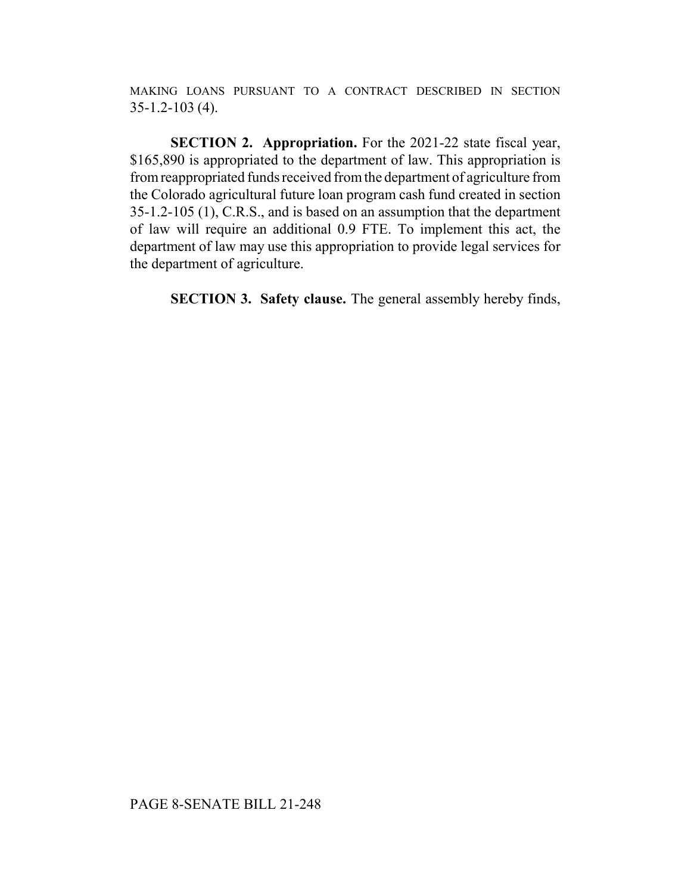MAKING LOANS PURSUANT TO A CONTRACT DESCRIBED IN SECTION 35-1.2-103 (4).

**SECTION 2. Appropriation.** For the 2021-22 state fiscal year, $165,890 is appropriated to the department of law. This appropriation is from reappropriated funds received from the department of agriculture from the Colorado agricultural future loan program cash fund created in section 35-1.2-105 (1), C.R.S., and is based on an assumption that the department of law will require an additional 0.9 FTE. To implement this act, the department of law may use this appropriation to provide legal services for the department of agriculture.

**SECTION 3. Safety clause.** The general assembly hereby finds,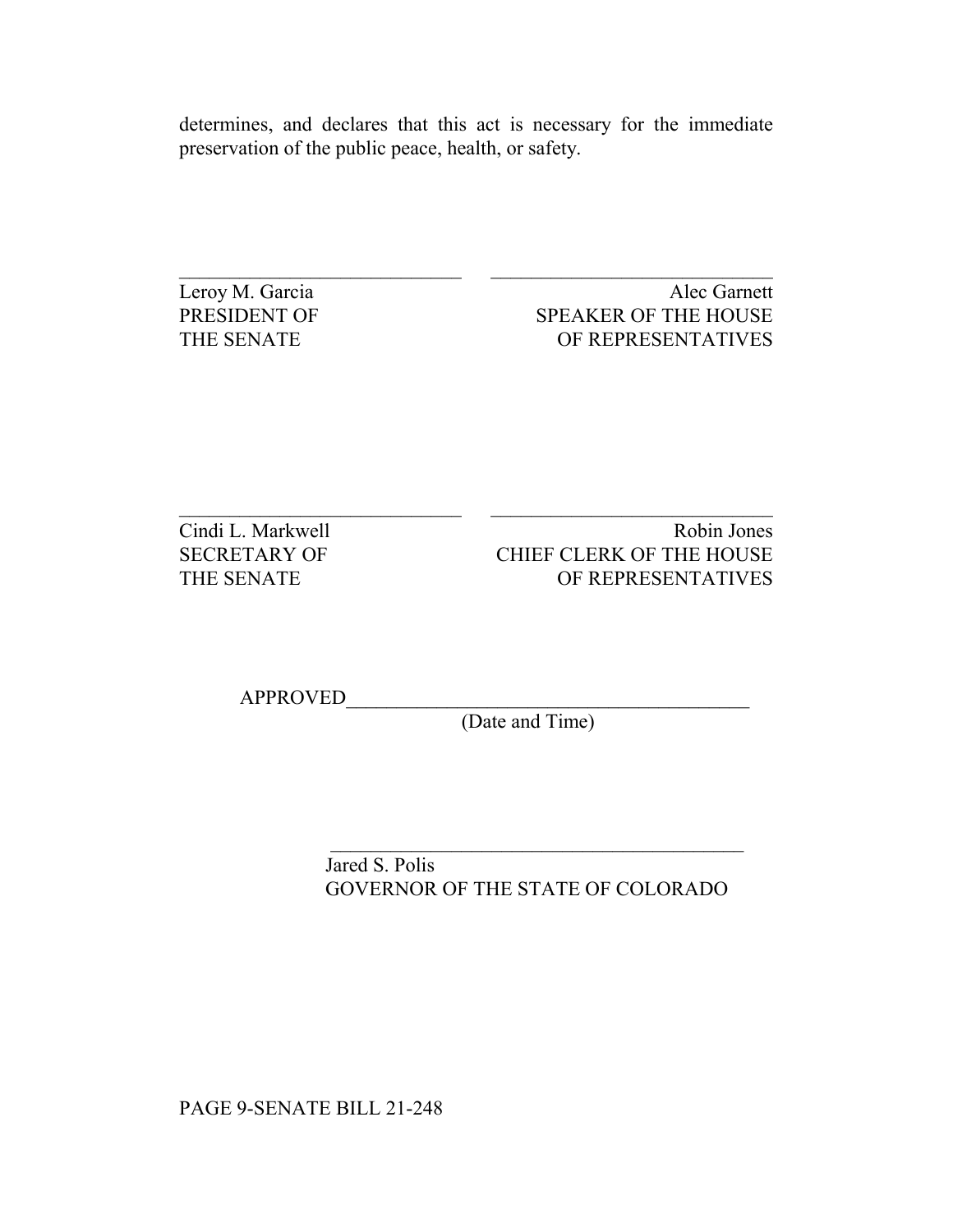determines, and declares that this act is necessary for the immediate preservation of the public peace, health, or safety.

____________________________ ____________________________

Leroy M. Garcia
PRESIDENT OF
THE SENATE

Alec Garnett
SPEAKER OF THE HOUSE
OF REPRESENTATIVES

____________________________ ____________________________

Cindi L. Markwell
SECRETARY OF
THE SENATE

Robin Jones
CHIEF CLERK OF THE HOUSE
OF REPRESENTATIVES

APPROVED________________________________________
(Date and Time)

_________________________________________
Jared S. Polis
GOVERNOR OF THE STATE OF COLORADO

PAGE 9-SENATE BILL 21-248